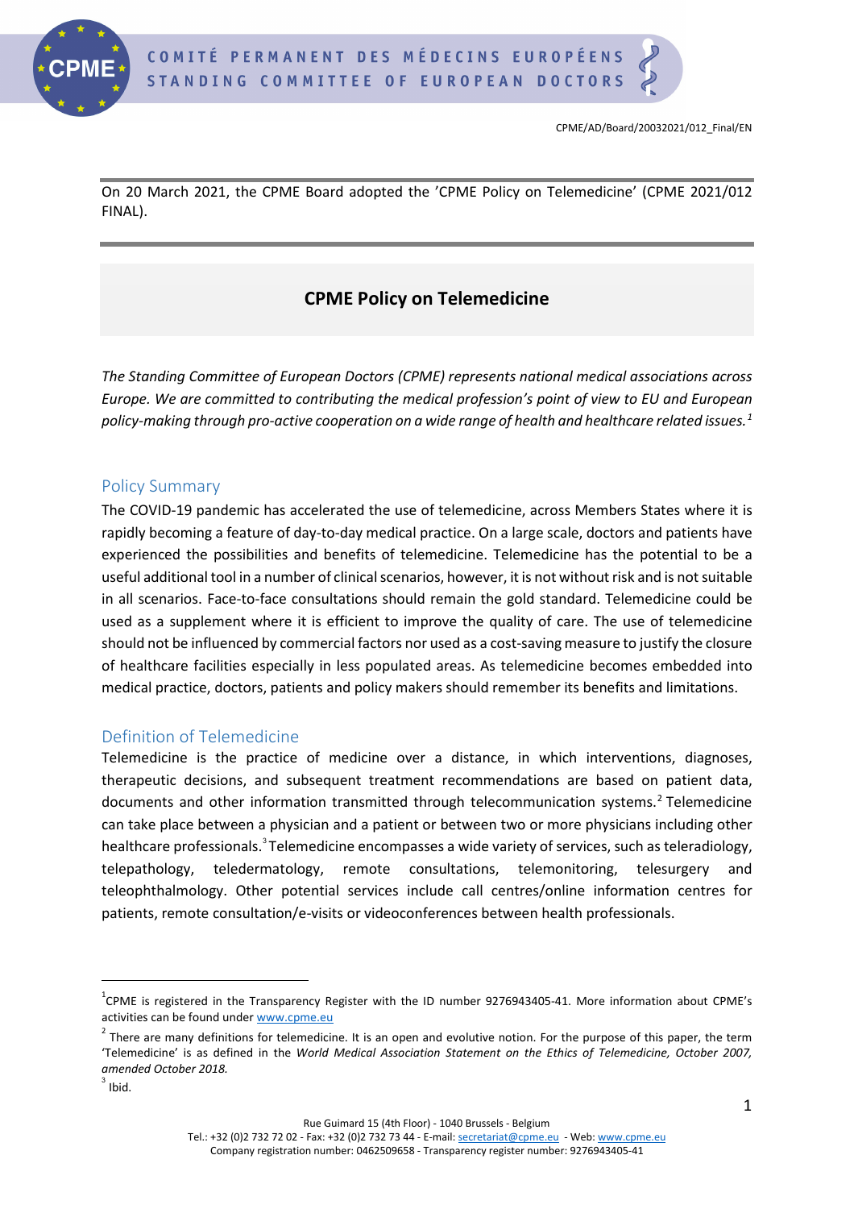CPME/AD/Board/20032021/012_Final/EN

On 20 March 2021, the CPME Board adopted the 'CPME Policy on Telemedicine' (CPME 2021/012 FINAL).

# CPME Policy on Telemedicine

*The Standing Committee of European Doctors (CPME) represents national medical associations across Europe. We are committed to contributing the medical profession's point of view to EU and European policy-making through pro-active cooperation on a wide range of health and healthcare related issues.*[1]

## Policy Summary

The COVID-19 pandemic has accelerated the use of telemedicine, across Members States where it is rapidly becoming a feature of day-to-day medical practice. On a large scale, doctors and patients have experienced the possibilities and benefits of telemedicine. Telemedicine has the potential to be a useful additional tool in a number of clinical scenarios, however, it is not without risk and is not suitable in all scenarios. Face-to-face consultations should remain the gold standard. Telemedicine could be used as a supplement where it is efficient to improve the quality of care. The use of telemedicine should not be influenced by commercial factors nor used as a cost-saving measure to justify the closure of healthcare facilities especially in less populated areas. As telemedicine becomes embedded into medical practice, doctors, patients and policy makers should remember its benefits and limitations.

## Definition of Telemedicine

Telemedicine is the practice of medicine over a distance, in which interventions, diagnoses, therapeutic decisions, and subsequent treatment recommendations are based on patient data, documents and other information transmitted through telecommunication systems.[2] Telemedicine can take place between a physician and a patient or between two or more physicians including other healthcare professionals.[3] Telemedicine encompasses a wide variety of services, such as teleradiology, telepathology, teledermatology, remote consultations, telemonitoring, telesurgery and teleophthalmology. Other potential services include call centres/online information centres for patients, remote consultation/e-visits or videoconferences between health professionals.

---

[1] CPME is registered in the Transparency Register with the ID number 9276943405-41. More information about CPME's activities can be found under www.cpme.eu

[2] There are many definitions for telemedicine. It is an open and evolutive notion. For the purpose of this paper, the term 'Telemedicine' is as defined in the *World Medical Association Statement on the Ethics of Telemedicine, October 2007, amended October 2018.*

[3] Ibid.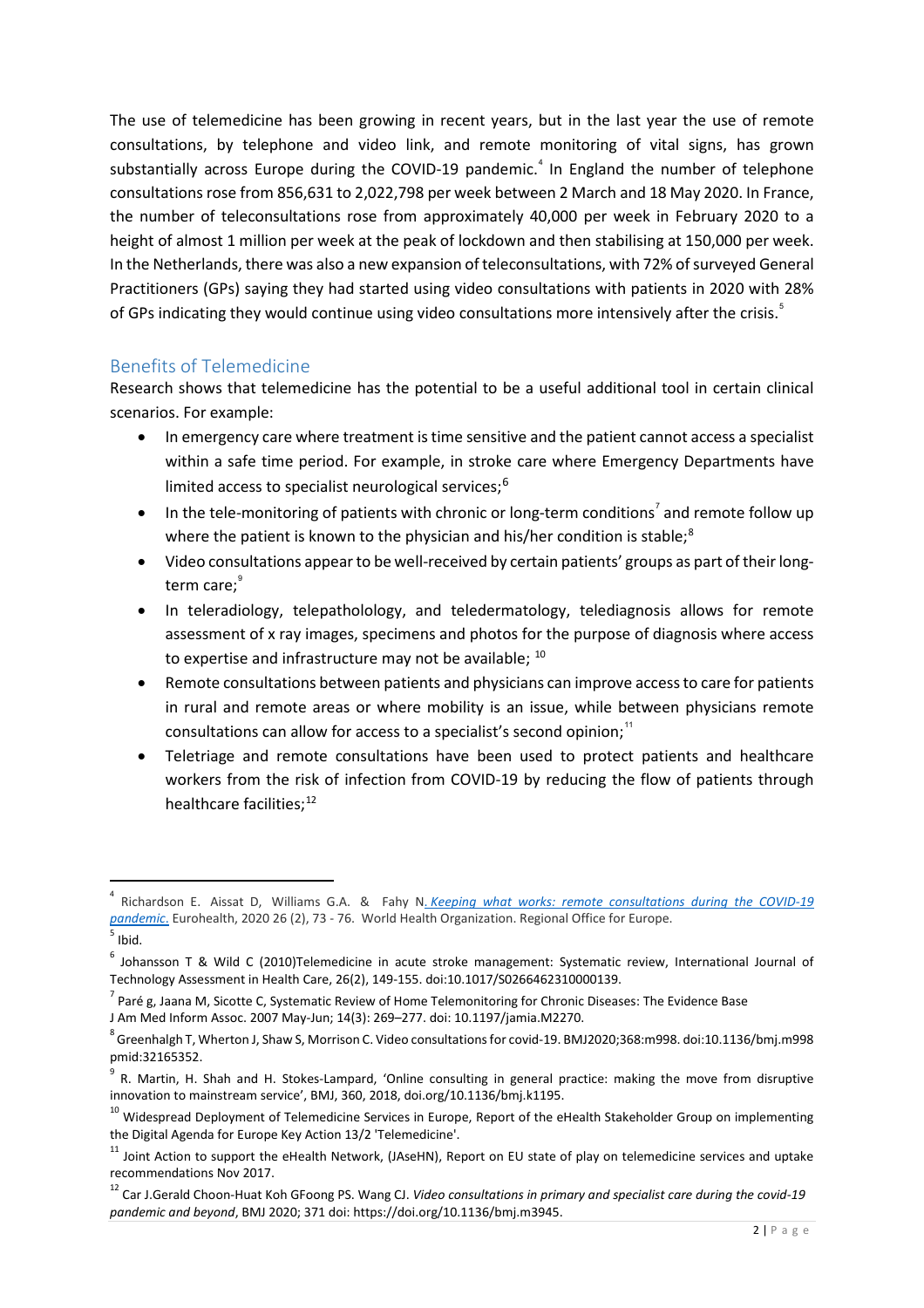The use of telemedicine has been growing in recent years, but in the last year the use of remote consultations, by telephone and video link, and remote monitoring of vital signs, has grown substantially across Europe during the COVID-19 pandemic.[4] In England the number of telephone consultations rose from 856,631 to 2,022,798 per week between 2 March and 18 May 2020. In France, the number of teleconsultations rose from approximately 40,000 per week in February 2020 to a height of almost 1 million per week at the peak of lockdown and then stabilising at 150,000 per week. In the Netherlands, there was also a new expansion of teleconsultations, with 72% of surveyed General Practitioners (GPs) saying they had started using video consultations with patients in 2020 with 28% of GPs indicating they would continue using video consultations more intensively after the crisis.[5]

## Benefits of Telemedicine

Research shows that telemedicine has the potential to be a useful additional tool in certain clinical scenarios. For example:

- In emergency care where treatment is time sensitive and the patient cannot access a specialist within a safe time period. For example, in stroke care where Emergency Departments have limited access to specialist neurological services;[6]
- In the tele-monitoring of patients with chronic or long-term conditions[7] and remote follow up where the patient is known to the physician and his/her condition is stable;[8]
- Video consultations appear to be well-received by certain patients' groups as part of their long-term care;[9]
- In teleradiology, telepatholology, and teledermatology, telediagnosis allows for remote assessment of x ray images, specimens and photos for the purpose of diagnosis where access to expertise and infrastructure may not be available; [10]
- Remote consultations between patients and physicians can improve access to care for patients in rural and remote areas or where mobility is an issue, while between physicians remote consultations can allow for access to a specialist's second opinion;[11]
- Teletriage and remote consultations have been used to protect patients and healthcare workers from the risk of infection from COVID-19 by reducing the flow of patients through healthcare facilities;[12]

---

[4] Richardson E. Aissat D, Williams G.A. & Fahy N. *Keeping what works: remote consultations during the COVID-19 pandemic.* Eurohealth, 2020 26 (2), 73 - 76. World Health Organization. Regional Office for Europe.

[5] Ibid.

[6] Johansson T & Wild C (2010)Telemedicine in acute stroke management: Systematic review, International Journal of Technology Assessment in Health Care, 26(2), 149-155. doi:10.1017/S0266462310000139.

[7] Paré g, Jaana M, Sicotte C, Systematic Review of Home Telemonitoring for Chronic Diseases: The Evidence Base J Am Med Inform Assoc. 2007 May-Jun; 14(3): 269–277. doi: 10.1197/jamia.M2270.

[8] Greenhalgh T, Wherton J, Shaw S, Morrison C. Video consultations for covid-19. BMJ2020;368:m998. doi:10.1136/bmj.m998 pmid:32165352.

[9] R. Martin, H. Shah and H. Stokes-Lampard, 'Online consulting in general practice: making the move from disruptive innovation to mainstream service', BMJ, 360, 2018, doi.org/10.1136/bmj.k1195.

[10] Widespread Deployment of Telemedicine Services in Europe, Report of the eHealth Stakeholder Group on implementing the Digital Agenda for Europe Key Action 13/2 'Telemedicine'.

[11] Joint Action to support the eHealth Network, (JAseHN), Report on EU state of play on telemedicine services and uptake recommendations Nov 2017.

[12] Car J.Gerald Choon-Huat Koh GFoong PS. Wang CJ. *Video consultations in primary and specialist care during the covid-19 pandemic and beyond*, BMJ 2020; 371 doi: https://doi.org/10.1136/bmj.m3945.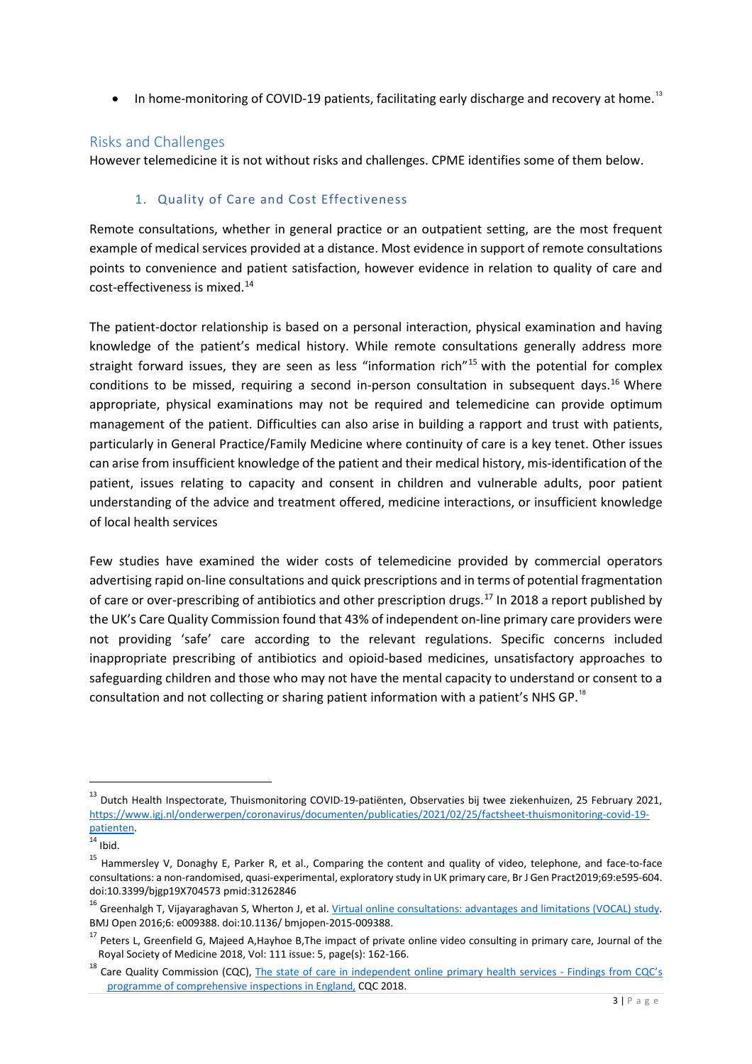- In home-monitoring of COVID-19 patients, facilitating early discharge and recovery at home.[13]

## Risks and Challenges

However telemedicine it is not without risks and challenges. CPME identifies some of them below.

### 1. Quality of Care and Cost Effectiveness

Remote consultations, whether in general practice or an outpatient setting, are the most frequent example of medical services provided at a distance. Most evidence in support of remote consultations points to convenience and patient satisfaction, however evidence in relation to quality of care and cost-effectiveness is mixed.[14]

The patient-doctor relationship is based on a personal interaction, physical examination and having knowledge of the patient's medical history. While remote consultations generally address more straight forward issues, they are seen as less "information rich"[15] with the potential for complex conditions to be missed, requiring a second in-person consultation in subsequent days.[16] Where appropriate, physical examinations may not be required and telemedicine can provide optimum management of the patient. Difficulties can also arise in building a rapport and trust with patients, particularly in General Practice/Family Medicine where continuity of care is a key tenet. Other issues can arise from insufficient knowledge of the patient and their medical history, mis-identification of the patient, issues relating to capacity and consent in children and vulnerable adults, poor patient understanding of the advice and treatment offered, medicine interactions, or insufficient knowledge of local health services

Few studies have examined the wider costs of telemedicine provided by commercial operators advertising rapid on-line consultations and quick prescriptions and in terms of potential fragmentation of care or over-prescribing of antibiotics and other prescription drugs.[17] In 2018 a report published by the UK's Care Quality Commission found that 43% of independent on-line primary care providers were not providing 'safe' care according to the relevant regulations. Specific concerns included inappropriate prescribing of antibiotics and opioid-based medicines, unsatisfactory approaches to safeguarding children and those who may not have the mental capacity to understand or consent to a consultation and not collecting or sharing patient information with a patient's NHS GP.[18]

---

[13] Dutch Health Inspectorate, Thuismonitoring COVID-19-patiënten, Observaties bij twee ziekenhuizen, 25 February 2021, https://www.igj.nl/onderwerpen/coronavirus/documenten/publicaties/2021/02/25/factsheet-thuismonitoring-covid-19-patienten.

[14] Ibid.

[15] Hammersley V, Donaghy E, Parker R, et al., Comparing the content and quality of video, telephone, and face-to-face consultations: a non-randomised, quasi-experimental, exploratory study in UK primary care, Br J Gen Pract2019;69:e595-604. doi:10.3399/bjgp19X704573 pmid:31262846

[16] Greenhalgh T, Vijayaraghavan S, Wherton J, et al. Virtual online consultations: advantages and limitations (VOCAL) study. BMJ Open 2016;6: e009388. doi:10.1136/ bmjopen-2015-009388.

[17] Peters L, Greenfield G, Majeed A,Hayhoe B,The impact of private online video consulting in primary care, Journal of the Royal Society of Medicine 2018, Vol: 111 issue: 5, page(s): 162-166.

[18] Care Quality Commission (CQC), The state of care in independent online primary health services - Findings from CQC's programme of comprehensive inspections in England, CQC 2018.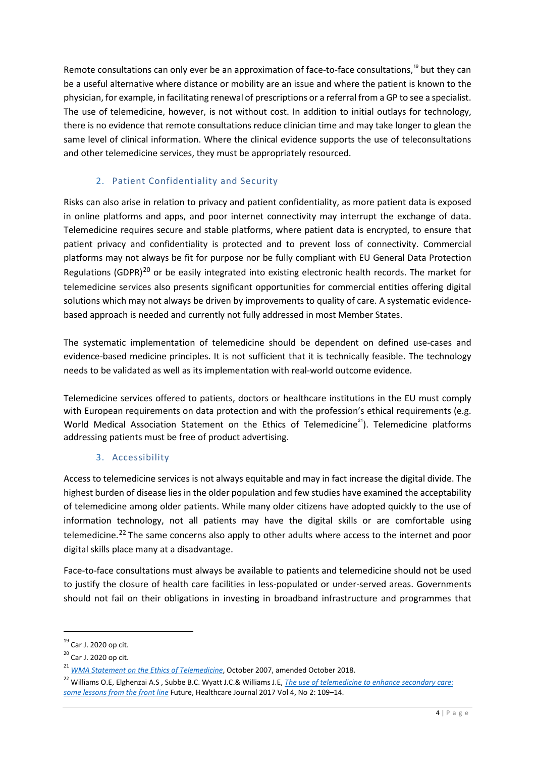Remote consultations can only ever be an approximation of face-to-face consultations,[19] but they can be a useful alternative where distance or mobility are an issue and where the patient is known to the physician, for example, in facilitating renewal of prescriptions or a referral from a GP to see a specialist. The use of telemedicine, however, is not without cost. In addition to initial outlays for technology, there is no evidence that remote consultations reduce clinician time and may take longer to glean the same level of clinical information. Where the clinical evidence supports the use of teleconsultations and other telemedicine services, they must be appropriately resourced.

## 2. Patient Confidentiality and Security

Risks can also arise in relation to privacy and patient confidentiality, as more patient data is exposed in online platforms and apps, and poor internet connectivity may interrupt the exchange of data. Telemedicine requires secure and stable platforms, where patient data is encrypted, to ensure that patient privacy and confidentiality is protected and to prevent loss of connectivity. Commercial platforms may not always be fit for purpose nor be fully compliant with EU General Data Protection Regulations (GDPR)[20] or be easily integrated into existing electronic health records. The market for telemedicine services also presents significant opportunities for commercial entities offering digital solutions which may not always be driven by improvements to quality of care. A systematic evidence-based approach is needed and currently not fully addressed in most Member States.

The systematic implementation of telemedicine should be dependent on defined use-cases and evidence-based medicine principles. It is not sufficient that it is technically feasible. The technology needs to be validated as well as its implementation with real-world outcome evidence.

Telemedicine services offered to patients, doctors or healthcare institutions in the EU must comply with European requirements on data protection and with the profession's ethical requirements (e.g. World Medical Association Statement on the Ethics of Telemedicine[21]). Telemedicine platforms addressing patients must be free of product advertising.

## 3. Accessibility

Access to telemedicine services is not always equitable and may in fact increase the digital divide. The highest burden of disease lies in the older population and few studies have examined the acceptability of telemedicine among older patients. While many older citizens have adopted quickly to the use of information technology, not all patients may have the digital skills or are comfortable using telemedicine.[22] The same concerns also apply to other adults where access to the internet and poor digital skills place many at a disadvantage.

Face-to-face consultations must always be available to patients and telemedicine should not be used to justify the closure of health care facilities in less-populated or under-served areas. Governments should not fail on their obligations in investing in broadband infrastructure and programmes that

---

[19] Car J. 2020 op cit.

[20] Car J. 2020 op cit.

[21] *WMA Statement on the Ethics of Telemedicine*, October 2007, amended October 2018.

[22] Williams O.E, Elghenzai A.S , Subbe B.C. Wyatt J.C.& Williams J.E, *The use of telemedicine to enhance secondary care: some lessons from the front line* Future, Healthcare Journal 2017 Vol 4, No 2: 109–14.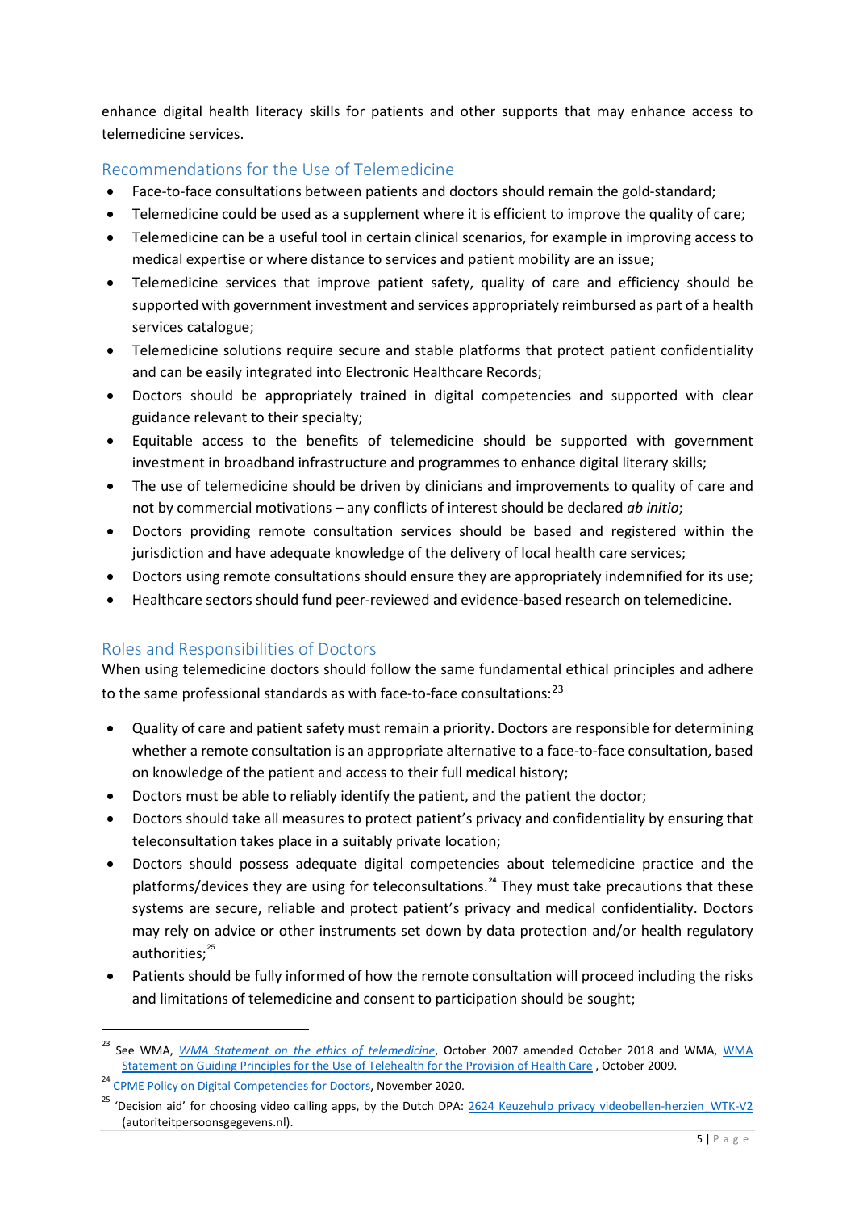enhance digital health literacy skills for patients and other supports that may enhance access to telemedicine services.

## Recommendations for the Use of Telemedicine

- Face-to-face consultations between patients and doctors should remain the gold-standard;
- Telemedicine could be used as a supplement where it is efficient to improve the quality of care;
- Telemedicine can be a useful tool in certain clinical scenarios, for example in improving access to medical expertise or where distance to services and patient mobility are an issue;
- Telemedicine services that improve patient safety, quality of care and efficiency should be supported with government investment and services appropriately reimbursed as part of a health services catalogue;
- Telemedicine solutions require secure and stable platforms that protect patient confidentiality and can be easily integrated into Electronic Healthcare Records;
- Doctors should be appropriately trained in digital competencies and supported with clear guidance relevant to their specialty;
- Equitable access to the benefits of telemedicine should be supported with government investment in broadband infrastructure and programmes to enhance digital literary skills;
- The use of telemedicine should be driven by clinicians and improvements to quality of care and not by commercial motivations – any conflicts of interest should be declared *ab initio*;
- Doctors providing remote consultation services should be based and registered within the jurisdiction and have adequate knowledge of the delivery of local health care services;
- Doctors using remote consultations should ensure they are appropriately indemnified for its use;
- Healthcare sectors should fund peer-reviewed and evidence-based research on telemedicine.

## Roles and Responsibilities of Doctors

When using telemedicine doctors should follow the same fundamental ethical principles and adhere to the same professional standards as with face-to-face consultations:[23]

- Quality of care and patient safety must remain a priority. Doctors are responsible for determining whether a remote consultation is an appropriate alternative to a face-to-face consultation, based on knowledge of the patient and access to their full medical history;
- Doctors must be able to reliably identify the patient, and the patient the doctor;
- Doctors should take all measures to protect patient's privacy and confidentiality by ensuring that teleconsultation takes place in a suitably private location;
- Doctors should possess adequate digital competencies about telemedicine practice and the platforms/devices they are using for teleconsultations.[24] They must take precautions that these systems are secure, reliable and protect patient's privacy and medical confidentiality. Doctors may rely on advice or other instruments set down by data protection and/or health regulatory authorities;[25]
- Patients should be fully informed of how the remote consultation will proceed including the risks and limitations of telemedicine and consent to participation should be sought;

---

[23] See WMA, *WMA Statement on the ethics of telemedicine*, October 2007 amended October 2018 and WMA, WMA Statement on Guiding Principles for the Use of Telehealth for the Provision of Health Care , October 2009.

[24] CPME Policy on Digital Competencies for Doctors, November 2020.

[25] 'Decision aid' for choosing video calling apps, by the Dutch DPA: 2624 Keuzehulp privacy videobellen-herzien WTK-V2 (autoriteitpersoonsgegevens.nl).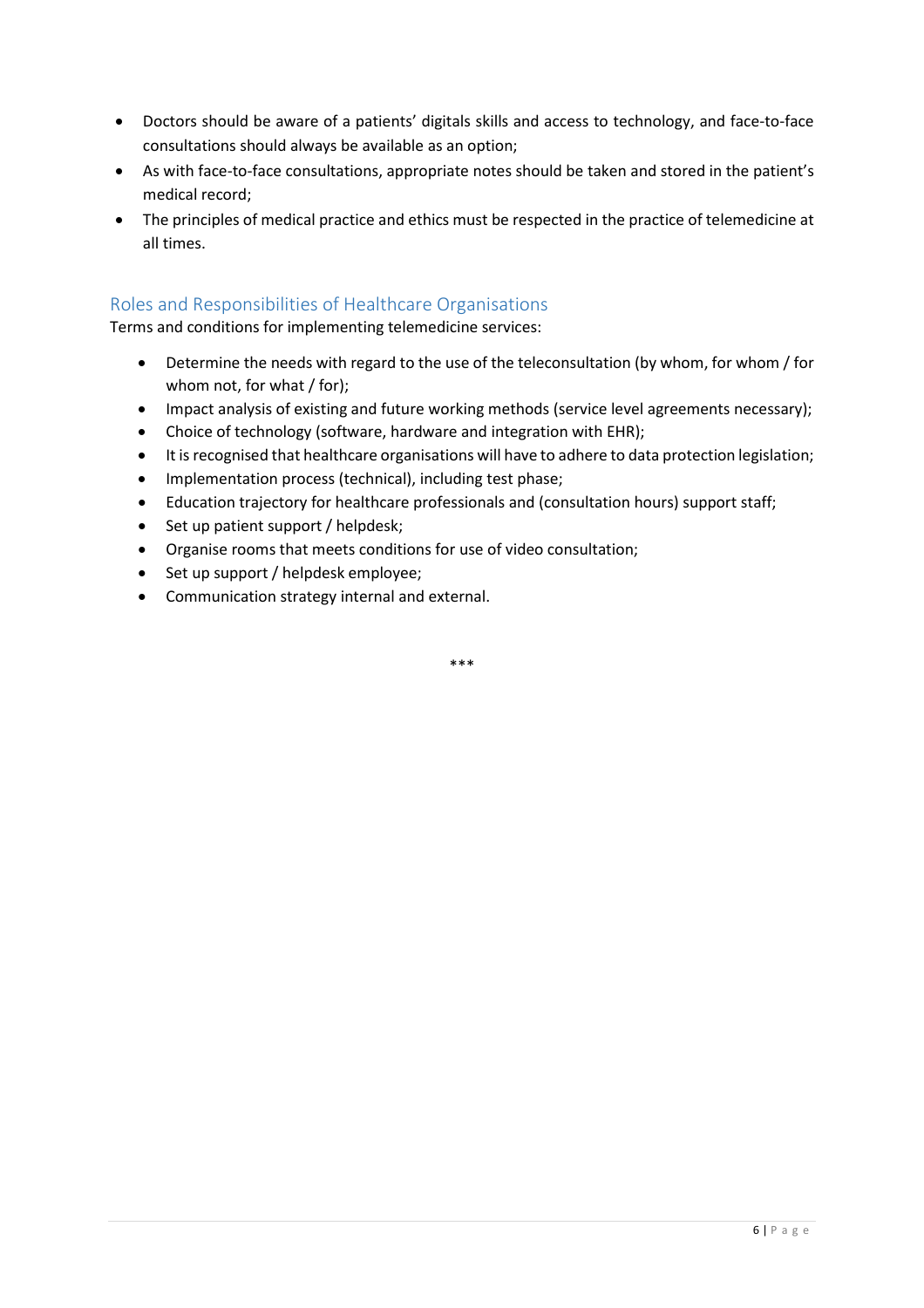- Doctors should be aware of a patients' digitals skills and access to technology, and face-to-face consultations should always be available as an option;
- As with face-to-face consultations, appropriate notes should be taken and stored in the patient's medical record;
- The principles of medical practice and ethics must be respected in the practice of telemedicine at all times.

## Roles and Responsibilities of Healthcare Organisations

Terms and conditions for implementing telemedicine services:

- Determine the needs with regard to the use of the teleconsultation (by whom, for whom / for whom not, for what / for);
- Impact analysis of existing and future working methods (service level agreements necessary);
- Choice of technology (software, hardware and integration with EHR);
- It is recognised that healthcare organisations will have to adhere to data protection legislation;
- Implementation process (technical), including test phase;
- Education trajectory for healthcare professionals and (consultation hours) support staff;
- Set up patient support / helpdesk;
- Organise rooms that meets conditions for use of video consultation;
- Set up support / helpdesk employee;
- Communication strategy internal and external.

***